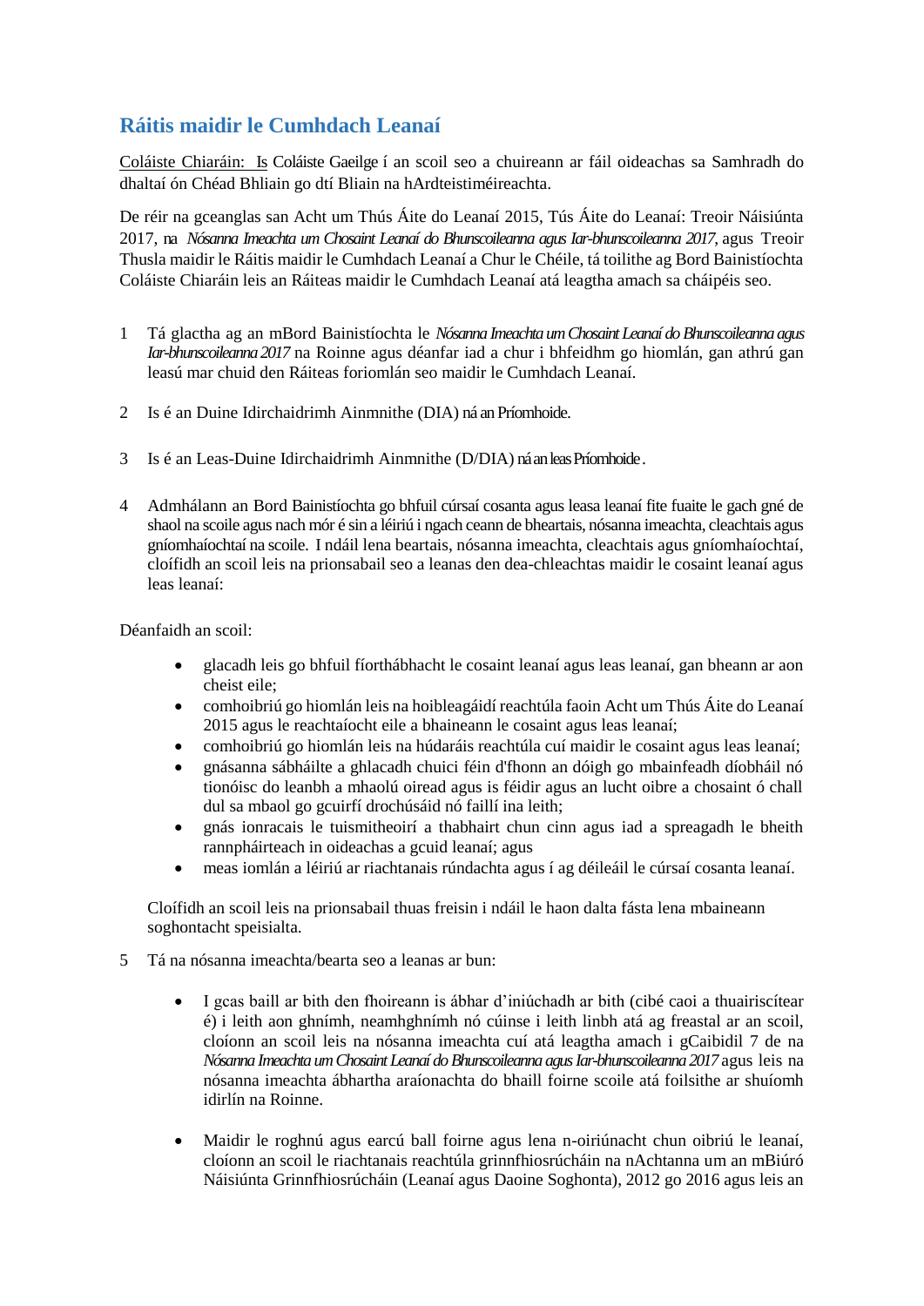## Ráitis maidir le Cumhdach Leanaí

Coláiste Chiaráin: Is Coláiste Gaeilge í an scoil seo a chuireann ar fáil oideachas sa Samhradh do dhaltaí ón Chéad Bhliain go dtí Bliain na hArdteistiméireachta.

De réir na gceanglas san Acht um Thús Áite do Leanaí 2015, Tús Áite do Leanaí: Treoir Náisiúnta 2017, na *Nósanna Imeachta um Chosaint Leanaí do Bhunscoileanna agus Iar-bhunscoileanna 2017*, agus Treoir Thusla maidir le Ráitis maidir le Cumhdach Leanaí a Chur le Chéile, tá toilithe ag Bord Bainistíochta Coláiste Chiaráin leis an Ráiteas maidir le Cumhdach Leanaí atá leagtha amach sa cháipéis seo.

1 Tá glactha ag an mBord Bainistíochta le *Nósanna Imeachta um Chosaint Leanaí do Bhunscoileanna agus Iar-bhunscoileanna 2017* na Roinne agus déanfar iad a chur i bhfeidhm go hiomlán, gan athrú gan leasú mar chuid den Ráiteas foriomlán seo maidir le Cumhdach Leanaí.

2 Is é an Duine Idirchaidrimh Ainmnithe (DIA) ná an Príomhoide.

3 Is é an Leas-Duine Idirchaidrimh Ainmnithe (D/DIA) ná an leas Príomhoide.

4 Admhálann an Bord Bainistíochta go bhfuil cúrsaí cosanta agus leasa leanaí fite fuaite le gach gné de shaol na scoile agus nach mór é sin a léiriú i ngach ceann de bheartais, nósanna imeachta, cleachtais agus gníomhaíochtaí na scoile. I ndáil lena beartais, nósanna imeachta, cleachtais agus gníomhaíochtaí, cloífidh an scoil leis na prionsabail seo a leanas den dea-chleachtas maidir le cosaint leanaí agus leas leanaí:

Déanfaidh an scoil:

- glacadh leis go bhfuil fíorthábhacht le cosaint leanaí agus leas leanaí, gan bheann ar aon cheist eile;
- comhoibriú go hiomlán leis na hoibleagáidí reachtúla faoin Acht um Thús Áite do Leanaí 2015 agus le reachtaíocht eile a bhaineann le cosaint agus leas leanaí;
- comhoibriú go hiomlán leis na húdaráis reachtúla cuí maidir le cosaint agus leas leanaí;
- gnásanna sábháilte a ghlacadh chuici féin d'fhonn an dóigh go mbainfeadh díobháil nó tionóisc do leanbh a mhaolú oiread agus is féidir agus an lucht oibre a chosaint ó chall dul sa mbaol go gcuirfí drochúsáid nó faillí ina leith;
- gnás ionracais le tuismitheoirí a thabhairt chun cinn agus iad a spreagadh le bheith rannpháirteach in oideachas a gcuid leanaí; agus
- meas iomlán a léiriú ar riachtanais rúndachta agus í ag déileáil le cúrsaí cosanta leanaí.

Cloífidh an scoil leis na prionsabail thuas freisin i ndáil le haon dalta fásta lena mbaineann soghontacht speisialta.

5 Tá na nósanna imeachta/bearta seo a leanas ar bun:

- I gcas baill ar bith den fhoireann is ábhar d'iniúchadh ar bith (cibé caoi a thuairiscítear é) i leith aon ghnímh, neamhghnímh nó cúinse i leith linbh atá ag freastal ar an scoil, cloíonn an scoil leis na nósanna imeachta cuí atá leagtha amach i gCaibidil 7 de na *Nósanna Imeachta um Chosaint Leanaí do Bhunscoileanna agus Iar-bhunscoileanna 2017* agus leis na nósanna imeachta ábhartha araíonachta do bhaill foirne scoile atá foilsithe ar shuíomh idirlín na Roinne.

- Maidir le roghnú agus earcú ball foirne agus lena n-oiriúnacht chun oibriú le leanaí, cloíonn an scoil le riachtanais reachtúla grinnfhiosrúcháin na nAchtanna um an mBiúró Náisiúnta Grinnfhiosrúcháin (Leanaí agus Daoine Soghonta), 2012 go 2016 agus leis an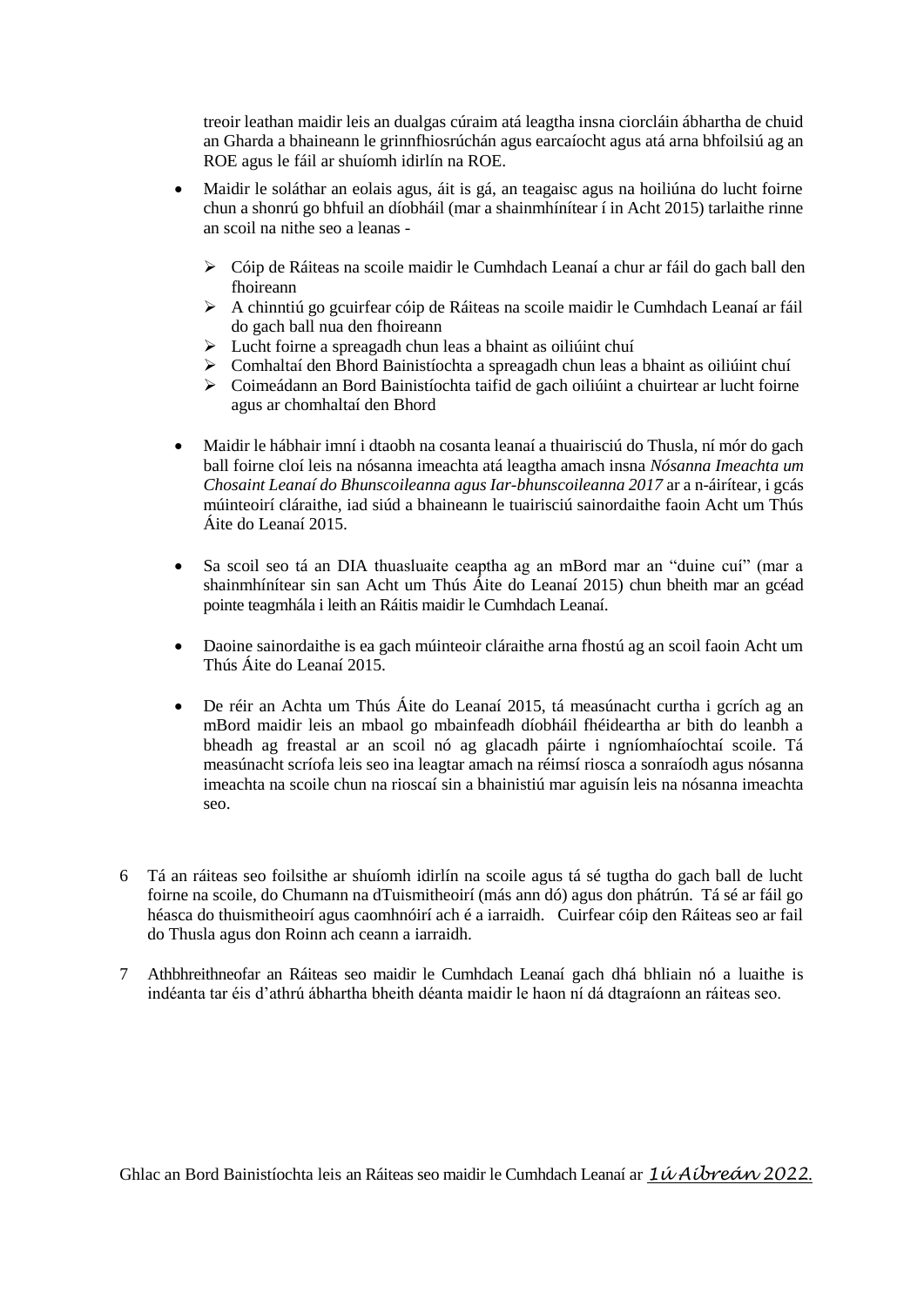treoir leathan maidir leis an dualgas cúraim atá leagtha insna ciorcláin ábhartha de chuid an Gharda a bhaineann le grinnfhiosrúchán agus earcaíocht agus atá arna bhfoilsiú ag an ROE agus le fáil ar shuíomh idirlín na ROE.

- Maidir le soláthar an eolais agus, áit is gá, an teagaisc agus na hoiliúna do lucht foirne chun a shonrú go bhfuil an díobháil (mar a shainmhínítear í in Acht 2015) tarlaithe rinne an scoil na nithe seo a leanas -

    - Cóip de Ráiteas na scoile maidir le Cumhdach Leanaí a chur ar fáil do gach ball den fhoireann
    - A chinntiú go gcuirfear cóip de Ráiteas na scoile maidir le Cumhdach Leanaí ar fáil do gach ball nua den fhoireann
    - Lucht foirne a spreagadh chun leas a bhaint as oiliúint chuí
    - Comhaltaí den Bhord Bainistíochta a spreagadh chun leas a bhaint as oiliúint chuí
    - Coimeádann an Bord Bainistíochta taifid de gach oiliúint a chuirtear ar lucht foirne agus ar chomhaltaí den Bhord

- Maidir le hábhair imní i dtaobh na cosanta leanaí a thuairisciú do Thusla, ní mór do gach ball foirne cloí leis na nósanna imeachta atá leagtha amach insna *Nósanna Imeachta um Chosaint Leanaí do Bhunscoileanna agus Iar-bhunscoileanna 2017* ar a n-áirítear, i gcás múinteoirí cláraithe, iad siúd a bhaineann le tuairisciú sainordaithe faoin Acht um Thús Áite do Leanaí 2015.

- Sa scoil seo tá an DIA thuasluaite ceaptha ag an mBord mar an "duine cuí" (mar a shainmhínítear sin san Acht um Thús Áite do Leanaí 2015) chun bheith mar an gcéad pointe teagmhála i leith an Ráitis maidir le Cumhdach Leanaí.

- Daoine sainordaithe is ea gach múinteoir cláraithe arna fhostú ag an scoil faoin Acht um Thús Áite do Leanaí 2015.

- De réir an Achta um Thús Áite do Leanaí 2015, tá measúnacht curtha i gcrích ag an mBord maidir leis an mbaol go mbainfeadh díobháil fhéideartha ar bith do leanbh a bheadh ag freastal ar an scoil nó ag glacadh páirte i ngníomhaíochtaí scoile. Tá measúnacht scríofa leis seo ina leagtar amach na réimsí riosca a sonraíodh agus nósanna imeachta na scoile chun na rioscaí sin a bhainistiú mar aguisín leis na nósanna imeachta seo.

6 Tá an ráiteas seo foilsithe ar shuíomh idirlín na scoile agus tá sé tugtha do gach ball de lucht foirne na scoile, do Chumann na dTuismitheoirí (más ann dó) agus don phátrún. Tá sé ar fáil go héasca do thuismitheoirí agus caomhnóirí ach é a iarraidh. Cuirfear cóip den Ráiteas seo ar fail do Thusla agus don Roinn ach ceann a iarraidh.

7 Athbhreithneofar an Ráiteas seo maidir le Cumhdach Leanaí gach dhá bhliain nó a luaithe is indéanta tar éis d'athrú ábhartha bheith déanta maidir le haon ní dá dtagraíonn an ráiteas seo.

Ghlac an Bord Bainistíochta leis an Ráiteas seo maidir le Cumhdach Leanaí ar *1ú Aibreán 2022.*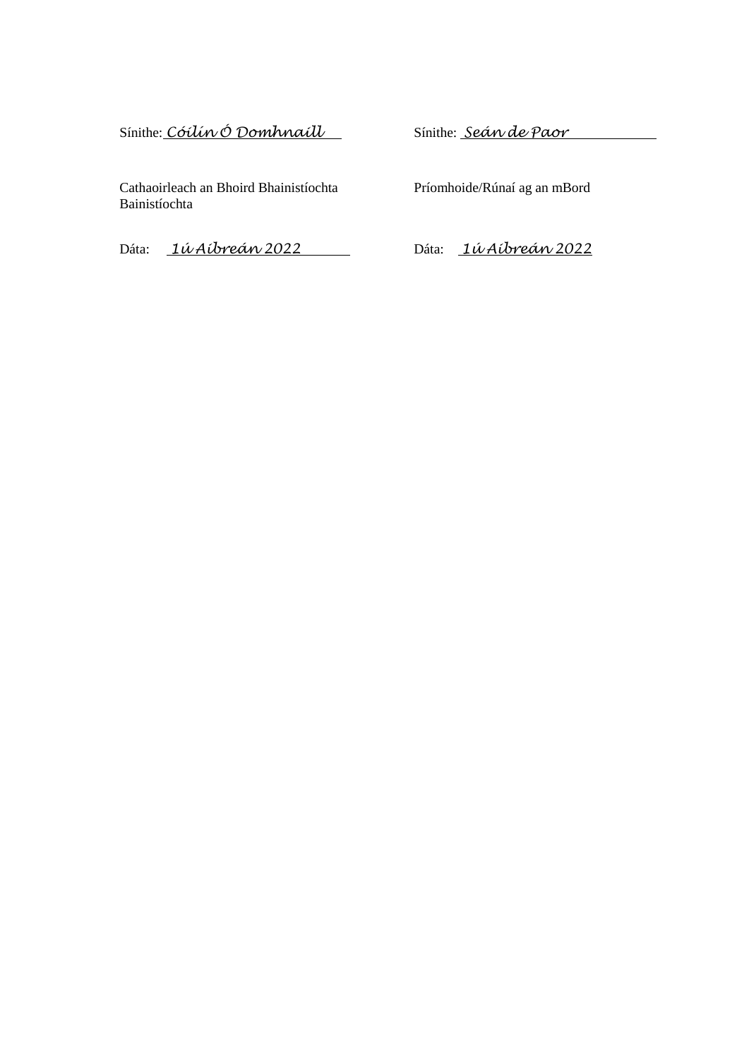| | |
|---|---|
| Sínithe: *Cóilín Ó Domhnaill* | Sínithe: *Seán de Paor* |
| Cathaoirleach an Bhoird Bhainistíochta Bainistíochta | Príomhoide/Rúnaí ag an mBord |
| Dáta: *1ú Aibreán 2022* | Dáta: *1ú Aibreán 2022* |